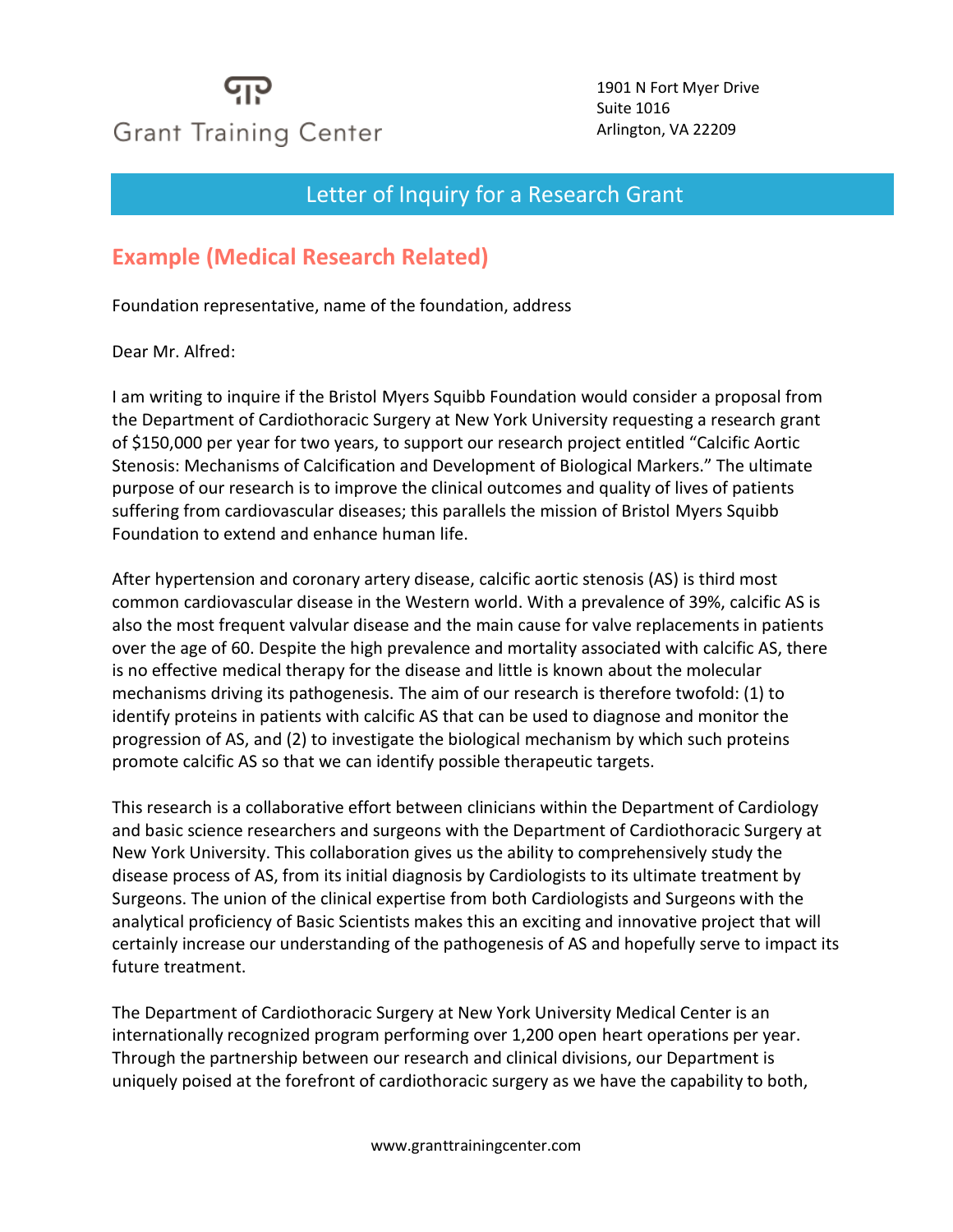Grant Training Center

1901 N Fort Myer Drive
Suite 1016
Arlington, VA 22209

# Letter of Inquiry for a Research Grant

## Example (Medical Research Related)

Foundation representative, name of the foundation, address

Dear Mr. Alfred:

I am writing to inquire if the Bristol Myers Squibb Foundation would consider a proposal from the Department of Cardiothoracic Surgery at New York University requesting a research grant of $150,000 per year for two years, to support our research project entitled "Calcific Aortic Stenosis: Mechanisms of Calcification and Development of Biological Markers." The ultimate purpose of our research is to improve the clinical outcomes and quality of lives of patients suffering from cardiovascular diseases; this parallels the mission of Bristol Myers Squibb Foundation to extend and enhance human life.

After hypertension and coronary artery disease, calcific aortic stenosis (AS) is third most common cardiovascular disease in the Western world. With a prevalence of 39%, calcific AS is also the most frequent valvular disease and the main cause for valve replacements in patients over the age of 60. Despite the high prevalence and mortality associated with calcific AS, there is no effective medical therapy for the disease and little is known about the molecular mechanisms driving its pathogenesis. The aim of our research is therefore twofold: (1) to identify proteins in patients with calcific AS that can be used to diagnose and monitor the progression of AS, and (2) to investigate the biological mechanism by which such proteins promote calcific AS so that we can identify possible therapeutic targets.

This research is a collaborative effort between clinicians within the Department of Cardiology and basic science researchers and surgeons with the Department of Cardiothoracic Surgery at New York University. This collaboration gives us the ability to comprehensively study the disease process of AS, from its initial diagnosis by Cardiologists to its ultimate treatment by Surgeons. The union of the clinical expertise from both Cardiologists and Surgeons with the analytical proficiency of Basic Scientists makes this an exciting and innovative project that will certainly increase our understanding of the pathogenesis of AS and hopefully serve to impact its future treatment.

The Department of Cardiothoracic Surgery at New York University Medical Center is an internationally recognized program performing over 1,200 open heart operations per year. Through the partnership between our research and clinical divisions, our Department is uniquely poised at the forefront of cardiothoracic surgery as we have the capability to both,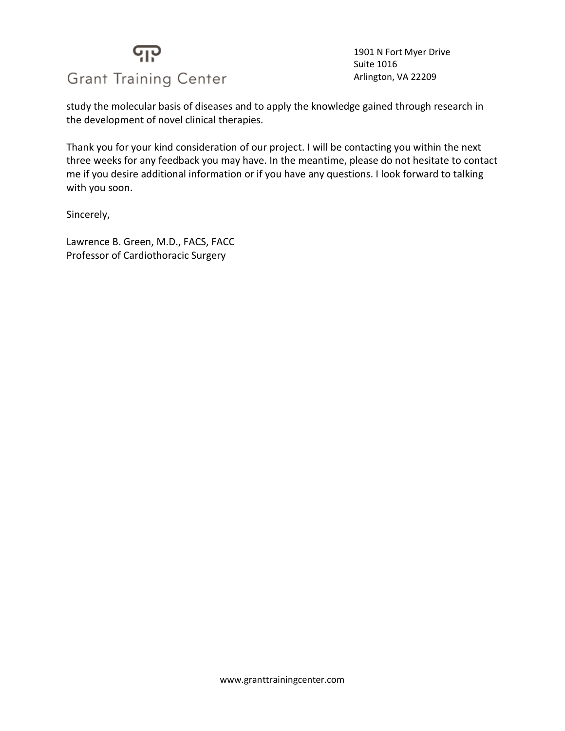study the molecular basis of diseases and to apply the knowledge gained through research in the development of novel clinical therapies.

Thank you for your kind consideration of our project. I will be contacting you within the next three weeks for any feedback you may have. In the meantime, please do not hesitate to contact me if you desire additional information or if you have any questions. I look forward to talking with you soon.

Sincerely,

Lawrence B. Green, M.D., FACS, FACC
Professor of Cardiothoracic Surgery